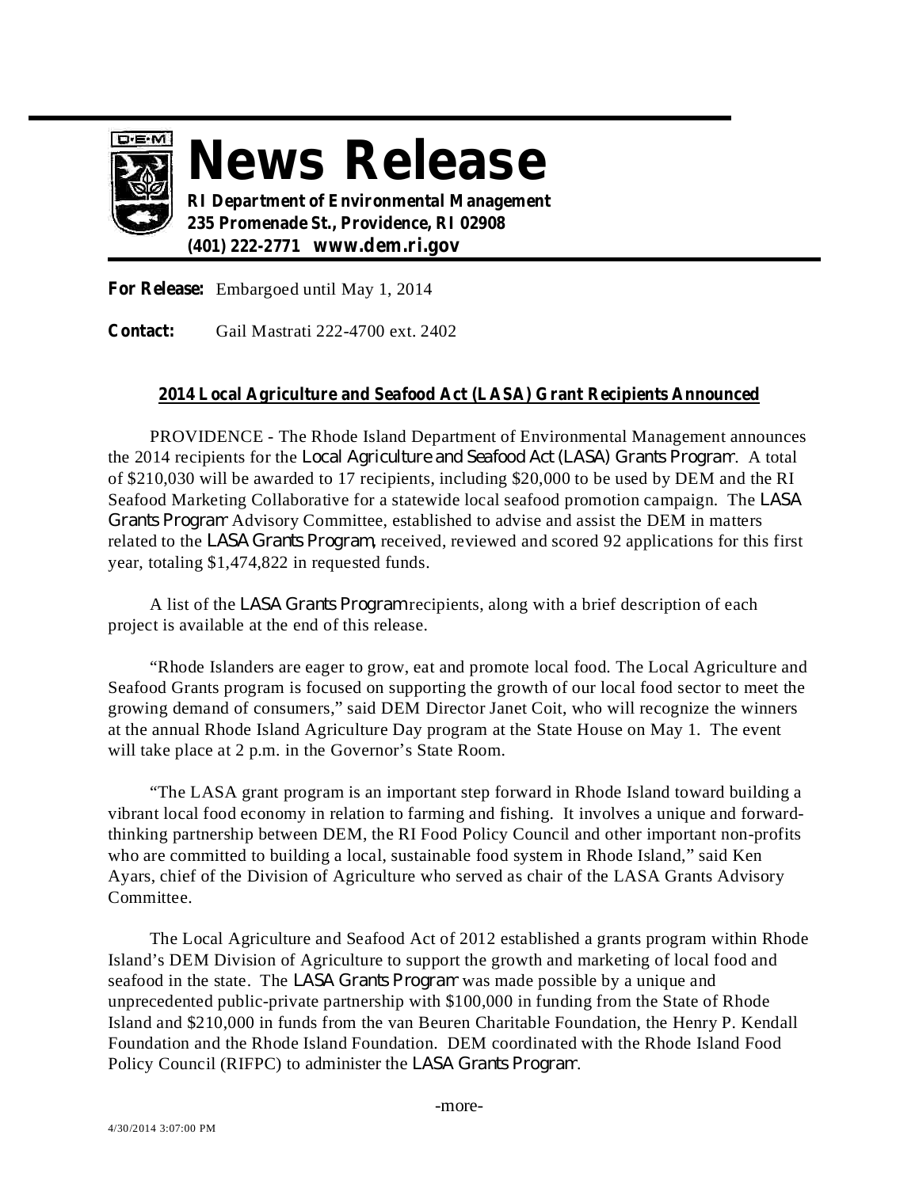# News Release

**RI Department of Environmental Management**
**235 Promenade St., Providence, RI 02908**
**(401) 222-2771 www.dem.ri.gov**

**For Release:** Embargoed until May 1, 2014

**Contact:** Gail Mastrati 222-4700 ext. 2402

## 2014 Local Agriculture and Seafood Act (LASA) Grant Recipients Announced

PROVIDENCE - The Rhode Island Department of Environmental Management announces the 2014 recipients for the Local Agriculture and Seafood Act (LASA) Grants Program. A total of $210,030 will be awarded to 17 recipients, including $20,000 to be used by DEM and the RI Seafood Marketing Collaborative for a statewide local seafood promotion campaign. The LASA Grants Program Advisory Committee, established to advise and assist the DEM in matters related to the LASA Grants Program, received, reviewed and scored 92 applications for this first year, totaling $1,474,822 in requested funds.

A list of the LASA Grants Program recipients, along with a brief description of each project is available at the end of this release.

"Rhode Islanders are eager to grow, eat and promote local food. The Local Agriculture and Seafood Grants program is focused on supporting the growth of our local food sector to meet the growing demand of consumers," said DEM Director Janet Coit, who will recognize the winners at the annual Rhode Island Agriculture Day program at the State House on May 1. The event will take place at 2 p.m. in the Governor's State Room.

"The LASA grant program is an important step forward in Rhode Island toward building a vibrant local food economy in relation to farming and fishing. It involves a unique and forward-thinking partnership between DEM, the RI Food Policy Council and other important non-profits who are committed to building a local, sustainable food system in Rhode Island," said Ken Ayars, chief of the Division of Agriculture who served as chair of the LASA Grants Advisory Committee.

The Local Agriculture and Seafood Act of 2012 established a grants program within Rhode Island's DEM Division of Agriculture to support the growth and marketing of local food and seafood in the state. The LASA Grants Program was made possible by a unique and unprecedented public-private partnership with $100,000 in funding from the State of Rhode Island and $210,000 in funds from the van Beuren Charitable Foundation, the Henry P. Kendall Foundation and the Rhode Island Foundation. DEM coordinated with the Rhode Island Food Policy Council (RIFPC) to administer the LASA Grants Program.

-more-

4/30/2014 3:07:00 PM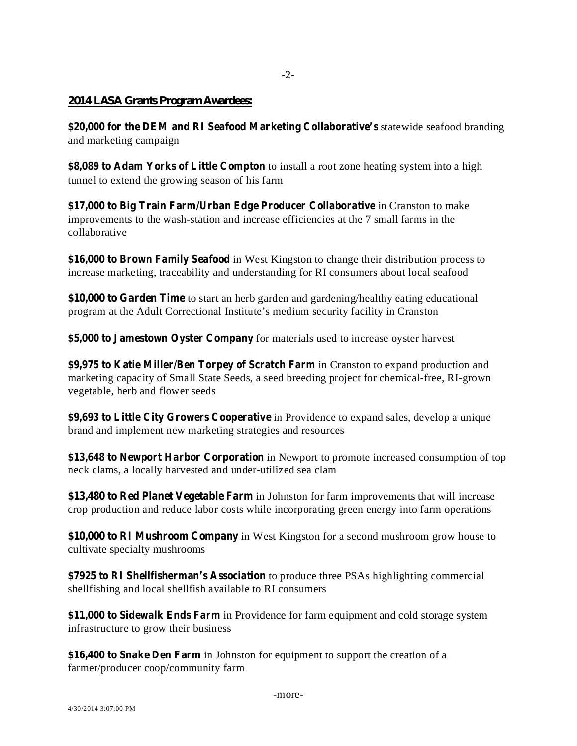**2014 LASA Grants Program Awardees:**

**$20,000 for the DEM and RI Seafood Marketing Collaborative's** statewide seafood branding and marketing campaign

**$8,089 to Adam Yorks of Little Compton** to install a root zone heating system into a high tunnel to extend the growing season of his farm

**$17,000 to Big Train Farm/Urban Edge Producer Collaborative** in Cranston to make improvements to the wash-station and increase efficiencies at the 7 small farms in the collaborative

**$16,000 to Brown Family Seafood** in West Kingston to change their distribution process to increase marketing, traceability and understanding for RI consumers about local seafood

**$10,000 to Garden Time** to start an herb garden and gardening/healthy eating educational program at the Adult Correctional Institute's medium security facility in Cranston

**$5,000 to Jamestown Oyster Company** for materials used to increase oyster harvest

**$9,975 to Katie Miller/Ben Torpey of Scratch Farm** in Cranston to expand production and marketing capacity of Small State Seeds, a seed breeding project for chemical-free, RI-grown vegetable, herb and flower seeds

**$9,693 to Little City Growers Cooperative** in Providence to expand sales, develop a unique brand and implement new marketing strategies and resources

**$13,648 to Newport Harbor Corporation** in Newport to promote increased consumption of top neck clams, a locally harvested and under-utilized sea clam

**$13,480 to Red Planet Vegetable Farm** in Johnston for farm improvements that will increase crop production and reduce labor costs while incorporating green energy into farm operations

**$10,000 to RI Mushroom Company** in West Kingston for a second mushroom grow house to cultivate specialty mushrooms

**$7925 to RI Shellfisherman's Association** to produce three PSAs highlighting commercial shellfishing and local shellfish available to RI consumers

**$11,000 to Sidewalk Ends Farm** in Providence for farm equipment and cold storage system infrastructure to grow their business

**$16,400 to Snake Den Farm** in Johnston for equipment to support the creation of a farmer/producer coop/community farm

-more-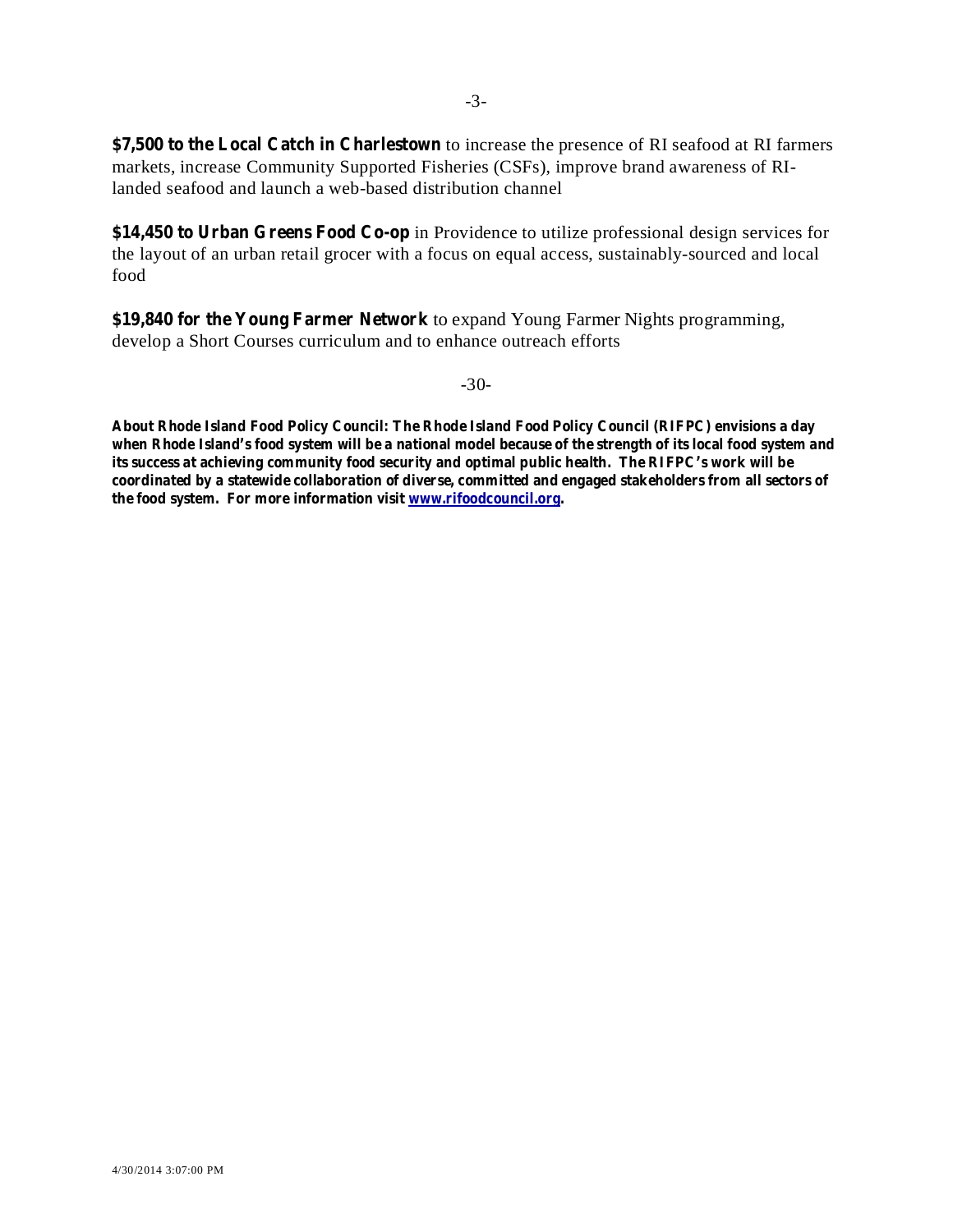**$7,500 to the Local Catch in Charlestown** to increase the presence of RI seafood at RI farmers markets, increase Community Supported Fisheries (CSFs), improve brand awareness of RI-landed seafood and launch a web-based distribution channel

**$14,450 to Urban Greens Food Co-op** in Providence to utilize professional design services for the layout of an urban retail grocer with a focus on equal access, sustainably-sourced and local food

**$19,840 for the Young Farmer Network** to expand Young Farmer Nights programming, develop a Short Courses curriculum and to enhance outreach efforts

-30-

***About Rhode Island Food Policy Council: The Rhode Island Food Policy Council (RIFPC) envisions a day when Rhode Island's food system will be a national model because of the strength of its local food system and its success at achieving community food security and optimal public health. The RIFPC's work will be coordinated by a statewide collaboration of diverse, committed and engaged stakeholders from all sectors of the food system. For more information visit [www.rifoodcouncil.org](http://www.rifoodcouncil.org).***

4/30/2014 3:07:00 PM